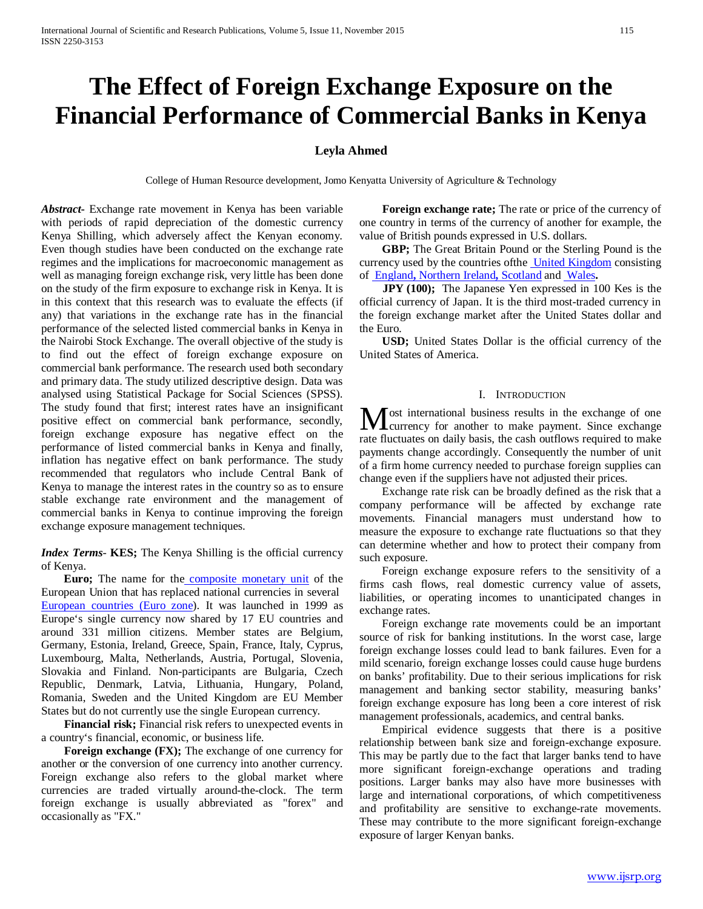# The Effect of Foreign Exchange Exposure on the Financial Performance of Commercial Banks in Kenya

**Leyla Ahmed**

College of Human Resource development, Jomo Kenyatta University of Agriculture & Technology

***Abstract*-** Exchange rate movement in Kenya has been variable with periods of rapid depreciation of the domestic currency Kenya Shilling, which adversely affect the Kenyan economy. Even though studies have been conducted on the exchange rate regimes and the implications for macroeconomic management as well as managing foreign exchange risk, very little has been done on the study of the firm exposure to exchange risk in Kenya. It is in this context that this research was to evaluate the effects (if any) that variations in the exchange rate has in the financial performance of the selected listed commercial banks in Kenya in the Nairobi Stock Exchange. The overall objective of the study is to find out the effect of foreign exchange exposure on commercial bank performance. The research used both secondary and primary data. The study utilized descriptive design. Data was analysed using Statistical Package for Social Sciences (SPSS). The study found that first; interest rates have an insignificant positive effect on commercial bank performance, secondly, foreign exchange exposure has negative effect on the performance of listed commercial banks in Kenya and finally, inflation has negative effect on bank performance. The study recommended that regulators who include Central Bank of Kenya to manage the interest rates in the country so as to ensure stable exchange rate environment and the management of commercial banks in Kenya to continue improving the foreign exchange exposure management techniques.

***Index Terms*-** **KES;** The Kenya Shilling is the official currency of Kenya.

**Euro;** The name for the composite monetary unit of the European Union that has replaced national currencies in several European countries (Euro zone). It was launched in 1999 as Europe's single currency now shared by 17 EU countries and around 331 million citizens. Member states are Belgium, Germany, Estonia, Ireland, Greece, Spain, France, Italy, Cyprus, Luxembourg, Malta, Netherlands, Austria, Portugal, Slovenia, Slovakia and Finland. Non-participants are Bulgaria, Czech Republic, Denmark, Latvia, Lithuania, Hungary, Poland, Romania, Sweden and the United Kingdom are EU Member States but do not currently use the single European currency.

**Financial risk;** Financial risk refers to unexpected events in a country's financial, economic, or business life.

**Foreign exchange (FX);** The exchange of one currency for another or the conversion of one currency into another currency. Foreign exchange also refers to the global market where currencies are traded virtually around-the-clock. The term foreign exchange is usually abbreviated as "forex" and occasionally as "FX."

**Foreign exchange rate;** The rate or price of the currency of one country in terms of the currency of another for example, the value of British pounds expressed in U.S. dollars.

**GBP;** The Great Britain Pound or the Sterling Pound is the currency used by the countries ofthe United Kingdom consisting of England, Northern Ireland, Scotland and Wales.

**JPY (100);** The Japanese Yen expressed in 100 Kes is the official currency of Japan. It is the third most-traded currency in the foreign exchange market after the United States dollar and the Euro.

**USD;** United States Dollar is the official currency of the United States of America.

## I. Introduction

Most international business results in the exchange of one currency for another to make payment. Since exchange rate fluctuates on daily basis, the cash outflows required to make payments change accordingly. Consequently the number of unit of a firm home currency needed to purchase foreign supplies can change even if the suppliers have not adjusted their prices.

Exchange rate risk can be broadly defined as the risk that a company performance will be affected by exchange rate movements. Financial managers must understand how to measure the exposure to exchange rate fluctuations so that they can determine whether and how to protect their company from such exposure.

Foreign exchange exposure refers to the sensitivity of a firms cash flows, real domestic currency value of assets, liabilities, or operating incomes to unanticipated changes in exchange rates.

Foreign exchange rate movements could be an important source of risk for banking institutions. In the worst case, large foreign exchange losses could lead to bank failures. Even for a mild scenario, foreign exchange losses could cause huge burdens on banks' profitability. Due to their serious implications for risk management and banking sector stability, measuring banks' foreign exchange exposure has long been a core interest of risk management professionals, academics, and central banks.

Empirical evidence suggests that there is a positive relationship between bank size and foreign-exchange exposure. This may be partly due to the fact that larger banks tend to have more significant foreign-exchange operations and trading positions. Larger banks may also have more businesses with large and international corporations, of which competitiveness and profitability are sensitive to exchange-rate movements. These may contribute to the more significant foreign-exchange exposure of larger Kenyan banks.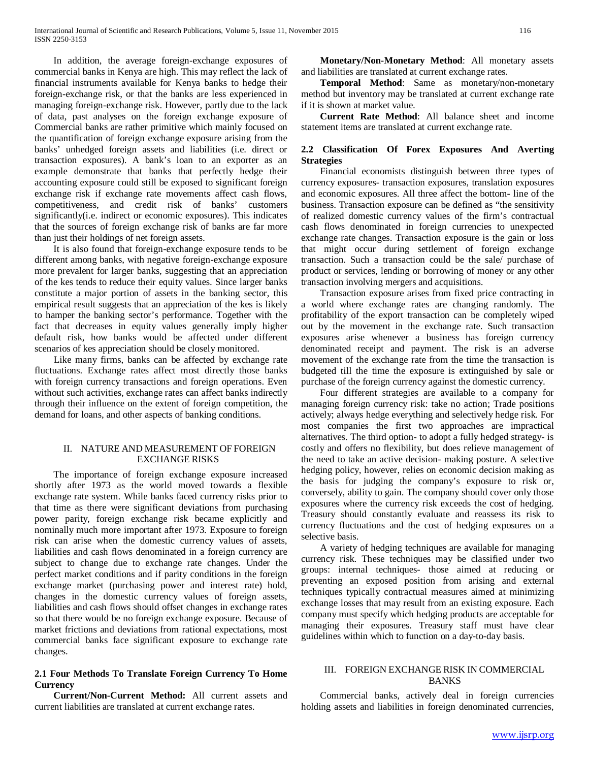In addition, the average foreign-exchange exposures of commercial banks in Kenya are high. This may reflect the lack of financial instruments available for Kenya banks to hedge their foreign-exchange risk, or that the banks are less experienced in managing foreign-exchange risk. However, partly due to the lack of data, past analyses on the foreign exchange exposure of Commercial banks are rather primitive which mainly focused on the quantification of foreign exchange exposure arising from the banks' unhedged foreign assets and liabilities (i.e. direct or transaction exposures). A bank's loan to an exporter as an example demonstrate that banks that perfectly hedge their accounting exposure could still be exposed to significant foreign exchange risk if exchange rate movements affect cash flows, competitiveness, and credit risk of banks' customers significantly(i.e. indirect or economic exposures). This indicates that the sources of foreign exchange risk of banks are far more than just their holdings of net foreign assets.

It is also found that foreign-exchange exposure tends to be different among banks, with negative foreign-exchange exposure more prevalent for larger banks, suggesting that an appreciation of the kes tends to reduce their equity values. Since larger banks constitute a major portion of assets in the banking sector, this empirical result suggests that an appreciation of the kes is likely to hamper the banking sector's performance. Together with the fact that decreases in equity values generally imply higher default risk, how banks would be affected under different scenarios of kes appreciation should be closely monitored.

Like many firms, banks can be affected by exchange rate fluctuations. Exchange rates affect most directly those banks with foreign currency transactions and foreign operations. Even without such activities, exchange rates can affect banks indirectly through their influence on the extent of foreign competition, the demand for loans, and other aspects of banking conditions.

## II. NATURE AND MEASUREMENT OF FOREIGN EXCHANGE RISKS

The importance of foreign exchange exposure increased shortly after 1973 as the world moved towards a flexible exchange rate system. While banks faced currency risks prior to that time as there were significant deviations from purchasing power parity, foreign exchange risk became explicitly and nominally much more important after 1973. Exposure to foreign risk can arise when the domestic currency values of assets, liabilities and cash flows denominated in a foreign currency are subject to change due to exchange rate changes. Under the perfect market conditions and if parity conditions in the foreign exchange market (purchasing power and interest rate) hold, changes in the domestic currency values of foreign assets, liabilities and cash flows should offset changes in exchange rates so that there would be no foreign exchange exposure. Because of market frictions and deviations from rational expectations, most commercial banks face significant exposure to exchange rate changes.

### 2.1 Four Methods To Translate Foreign Currency To Home Currency

**Current/Non-Current Method:** All current assets and current liabilities are translated at current exchange rates.

**Monetary/Non-Monetary Method**: All monetary assets and liabilities are translated at current exchange rates.

**Temporal Method**: Same as monetary/non-monetary method but inventory may be translated at current exchange rate if it is shown at market value.

**Current Rate Method**: All balance sheet and income statement items are translated at current exchange rate.

### 2.2 Classification Of Forex Exposures And Averting Strategies

Financial economists distinguish between three types of currency exposures- transaction exposures, translation exposures and economic exposures. All three affect the bottom- line of the business. Transaction exposure can be defined as "the sensitivity of realized domestic currency values of the firm's contractual cash flows denominated in foreign currencies to unexpected exchange rate changes. Transaction exposure is the gain or loss that might occur during settlement of foreign exchange transaction. Such a transaction could be the sale/ purchase of product or services, lending or borrowing of money or any other transaction involving mergers and acquisitions.

Transaction exposure arises from fixed price contracting in a world where exchange rates are changing randomly. The profitability of the export transaction can be completely wiped out by the movement in the exchange rate. Such transaction exposures arise whenever a business has foreign currency denominated receipt and payment. The risk is an adverse movement of the exchange rate from the time the transaction is budgeted till the time the exposure is extinguished by sale or purchase of the foreign currency against the domestic currency.

Four different strategies are available to a company for managing foreign currency risk: take no action; Trade positions actively; always hedge everything and selectively hedge risk. For most companies the first two approaches are impractical alternatives. The third option- to adopt a fully hedged strategy- is costly and offers no flexibility, but does relieve management of the need to take an active decision- making posture. A selective hedging policy, however, relies on economic decision making as the basis for judging the company's exposure to risk or, conversely, ability to gain. The company should cover only those exposures where the currency risk exceeds the cost of hedging. Treasury should constantly evaluate and reassess its risk to currency fluctuations and the cost of hedging exposures on a selective basis.

A variety of hedging techniques are available for managing currency risk. These techniques may be classified under two groups: internal techniques- those aimed at reducing or preventing an exposed position from arising and external techniques typically contractual measures aimed at minimizing exchange losses that may result from an existing exposure. Each company must specify which hedging products are acceptable for managing their exposures. Treasury staff must have clear guidelines within which to function on a day-to-day basis.

## III. FOREIGN EXCHANGE RISK IN COMMERCIAL BANKS

Commercial banks, actively deal in foreign currencies holding assets and liabilities in foreign denominated currencies,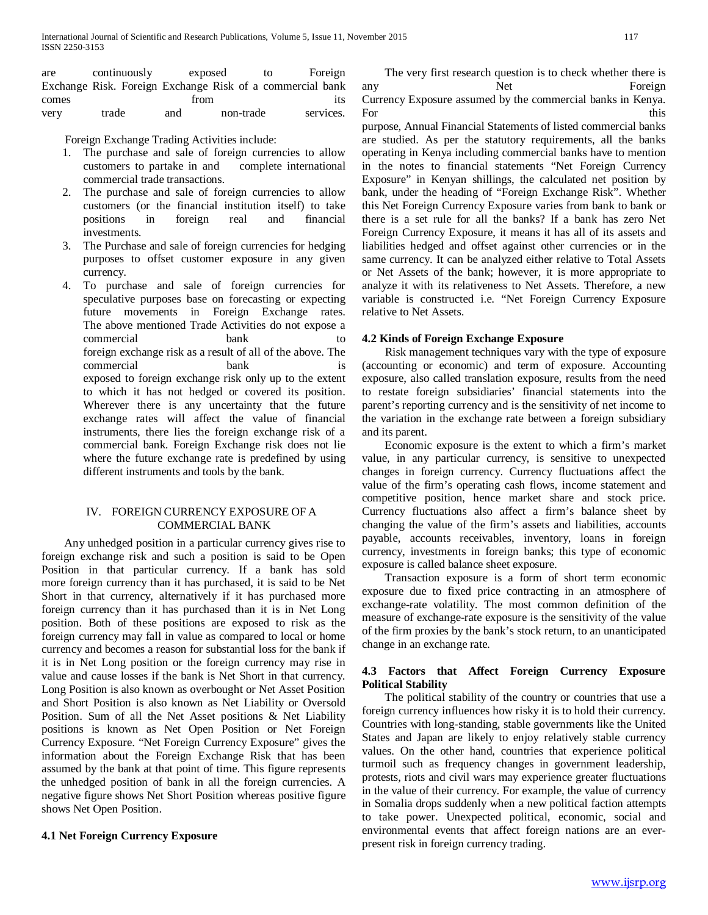are continuously exposed to Foreign Exchange Risk. Foreign Exchange Risk of a commercial bank comes from its very trade and non-trade services.

Foreign Exchange Trading Activities include:

1. The purchase and sale of foreign currencies to allow customers to partake in and complete international commercial trade transactions.
2. The purchase and sale of foreign currencies to allow customers (or the financial institution itself) to take positions in foreign real and financial investments.
3. The Purchase and sale of foreign currencies for hedging purposes to offset customer exposure in any given currency.
4. To purchase and sale of foreign currencies for speculative purposes base on forecasting or expecting future movements in Foreign Exchange rates. The above mentioned Trade Activities do not expose a commercial bank to foreign exchange risk as a result of all of the above. The commercial bank is exposed to foreign exchange risk only up to the extent to which it has not hedged or covered its position. Wherever there is any uncertainty that the future exchange rates will affect the value of financial instruments, there lies the foreign exchange risk of a commercial bank. Foreign Exchange risk does not lie where the future exchange rate is predefined by using different instruments and tools by the bank.

## IV. FOREIGN CURRENCY EXPOSURE OF A COMMERCIAL BANK

Any unhedged position in a particular currency gives rise to foreign exchange risk and such a position is said to be Open Position in that particular currency. If a bank has sold more foreign currency than it has purchased, it is said to be Net Short in that currency, alternatively if it has purchased more foreign currency than it has purchased than it is in Net Long position. Both of these positions are exposed to risk as the foreign currency may fall in value as compared to local or home currency and becomes a reason for substantial loss for the bank if it is in Net Long position or the foreign currency may rise in value and cause losses if the bank is Net Short in that currency. Long Position is also known as overbought or Net Asset Position and Short Position is also known as Net Liability or Oversold Position. Sum of all the Net Asset positions & Net Liability positions is known as Net Open Position or Net Foreign Currency Exposure. "Net Foreign Currency Exposure" gives the information about the Foreign Exchange Risk that has been assumed by the bank at that point of time. This figure represents the unhedged position of bank in all the foreign currencies. A negative figure shows Net Short Position whereas positive figure shows Net Open Position.

### 4.1 Net Foreign Currency Exposure

The very first research question is to check whether there is any Net Foreign Currency Exposure assumed by the commercial banks in Kenya. For this purpose, Annual Financial Statements of listed commercial banks are studied. As per the statutory requirements, all the banks operating in Kenya including commercial banks have to mention in the notes to financial statements "Net Foreign Currency Exposure" in Kenyan shillings, the calculated net position by bank, under the heading of "Foreign Exchange Risk". Whether this Net Foreign Currency Exposure varies from bank to bank or there is a set rule for all the banks? If a bank has zero Net Foreign Currency Exposure, it means it has all of its assets and liabilities hedged and offset against other currencies or in the same currency. It can be analyzed either relative to Total Assets or Net Assets of the bank; however, it is more appropriate to analyze it with its relativeness to Net Assets. Therefore, a new variable is constructed i.e. "Net Foreign Currency Exposure relative to Net Assets.

### 4.2 Kinds of Foreign Exchange Exposure

Risk management techniques vary with the type of exposure (accounting or economic) and term of exposure. Accounting exposure, also called translation exposure, results from the need to restate foreign subsidiaries' financial statements into the parent's reporting currency and is the sensitivity of net income to the variation in the exchange rate between a foreign subsidiary and its parent.

Economic exposure is the extent to which a firm's market value, in any particular currency, is sensitive to unexpected changes in foreign currency. Currency fluctuations affect the value of the firm's operating cash flows, income statement and competitive position, hence market share and stock price. Currency fluctuations also affect a firm's balance sheet by changing the value of the firm's assets and liabilities, accounts payable, accounts receivables, inventory, loans in foreign currency, investments in foreign banks; this type of economic exposure is called balance sheet exposure.

Transaction exposure is a form of short term economic exposure due to fixed price contracting in an atmosphere of exchange-rate volatility. The most common definition of the measure of exchange-rate exposure is the sensitivity of the value of the firm proxies by the bank's stock return, to an unanticipated change in an exchange rate.

### 4.3 Factors that Affect Foreign Currency Exposure

**Political Stability**

The political stability of the country or countries that use a foreign currency influences how risky it is to hold their currency. Countries with long-standing, stable governments like the United States and Japan are likely to enjoy relatively stable currency values. On the other hand, countries that experience political turmoil such as frequency changes in government leadership, protests, riots and civil wars may experience greater fluctuations in the value of their currency. For example, the value of currency in Somalia drops suddenly when a new political faction attempts to take power. Unexpected political, economic, social and environmental events that affect foreign nations are an ever-present risk in foreign currency trading.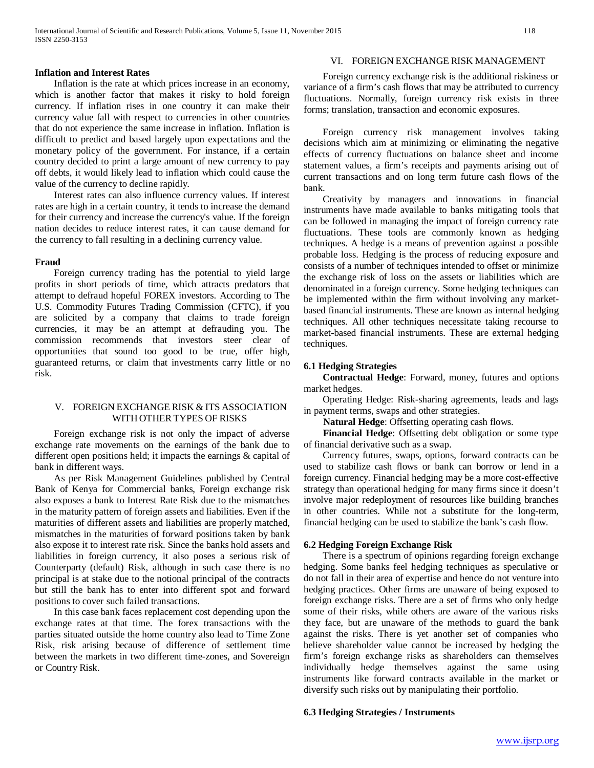**Inflation and Interest Rates**

Inflation is the rate at which prices increase in an economy, which is another factor that makes it risky to hold foreign currency. If inflation rises in one country it can make their currency value fall with respect to currencies in other countries that do not experience the same increase in inflation. Inflation is difficult to predict and based largely upon expectations and the monetary policy of the government. For instance, if a certain country decided to print a large amount of new currency to pay off debts, it would likely lead to inflation which could cause the value of the currency to decline rapidly.

Interest rates can also influence currency values. If interest rates are high in a certain country, it tends to increase the demand for their currency and increase the currency's value. If the foreign nation decides to reduce interest rates, it can cause demand for the currency to fall resulting in a declining currency value.

**Fraud**

Foreign currency trading has the potential to yield large profits in short periods of time, which attracts predators that attempt to defraud hopeful FOREX investors. According to The U.S. Commodity Futures Trading Commission (CFTC), if you are solicited by a company that claims to trade foreign currencies, it may be an attempt at defrauding you. The commission recommends that investors steer clear of opportunities that sound too good to be true, offer high, guaranteed returns, or claim that investments carry little or no risk.

## V. FOREIGN EXCHANGE RISK & ITS ASSOCIATION WITH OTHER TYPES OF RISKS

Foreign exchange risk is not only the impact of adverse exchange rate movements on the earnings of the bank due to different open positions held; it impacts the earnings & capital of bank in different ways.

As per Risk Management Guidelines published by Central Bank of Kenya for Commercial banks, Foreign exchange risk also exposes a bank to Interest Rate Risk due to the mismatches in the maturity pattern of foreign assets and liabilities. Even if the maturities of different assets and liabilities are properly matched, mismatches in the maturities of forward positions taken by bank also expose it to interest rate risk. Since the banks hold assets and liabilities in foreign currency, it also poses a serious risk of Counterparty (default) Risk, although in such case there is no principal is at stake due to the notional principal of the contracts but still the bank has to enter into different spot and forward positions to cover such failed transactions.

In this case bank faces replacement cost depending upon the exchange rates at that time. The forex transactions with the parties situated outside the home country also lead to Time Zone Risk, risk arising because of difference of settlement time between the markets in two different time-zones, and Sovereign or Country Risk.

## VI. FOREIGN EXCHANGE RISK MANAGEMENT

Foreign currency exchange risk is the additional riskiness or variance of a firm's cash flows that may be attributed to currency fluctuations. Normally, foreign currency risk exists in three forms; translation, transaction and economic exposures.

Foreign currency risk management involves taking decisions which aim at minimizing or eliminating the negative effects of currency fluctuations on balance sheet and income statement values, a firm's receipts and payments arising out of current transactions and on long term future cash flows of the bank.

Creativity by managers and innovations in financial instruments have made available to banks mitigating tools that can be followed in managing the impact of foreign currency rate fluctuations. These tools are commonly known as hedging techniques. A hedge is a means of prevention against a possible probable loss. Hedging is the process of reducing exposure and consists of a number of techniques intended to offset or minimize the exchange risk of loss on the assets or liabilities which are denominated in a foreign currency. Some hedging techniques can be implemented within the firm without involving any market-based financial instruments. These are known as internal hedging techniques. All other techniques necessitate taking recourse to market-based financial instruments. These are external hedging techniques.

### 6.1 Hedging Strategies

**Contractual Hedge**: Forward, money, futures and options market hedges.

Operating Hedge: Risk-sharing agreements, leads and lags in payment terms, swaps and other strategies.

**Natural Hedge**: Offsetting operating cash flows.

**Financial Hedge**: Offsetting debt obligation or some type of financial derivative such as a swap.

Currency futures, swaps, options, forward contracts can be used to stabilize cash flows or bank can borrow or lend in a foreign currency. Financial hedging may be a more cost-effective strategy than operational hedging for many firms since it doesn't involve major redeployment of resources like building branches in other countries. While not a substitute for the long-term, financial hedging can be used to stabilize the bank's cash flow.

### 6.2 Hedging Foreign Exchange Risk

There is a spectrum of opinions regarding foreign exchange hedging. Some banks feel hedging techniques as speculative or do not fall in their area of expertise and hence do not venture into hedging practices. Other firms are unaware of being exposed to foreign exchange risks. There are a set of firms who only hedge some of their risks, while others are aware of the various risks they face, but are unaware of the methods to guard the bank against the risks. There is yet another set of companies who believe shareholder value cannot be increased by hedging the firm's foreign exchange risks as shareholders can themselves individually hedge themselves against the same using instruments like forward contracts available in the market or diversify such risks out by manipulating their portfolio.

### 6.3 Hedging Strategies / Instruments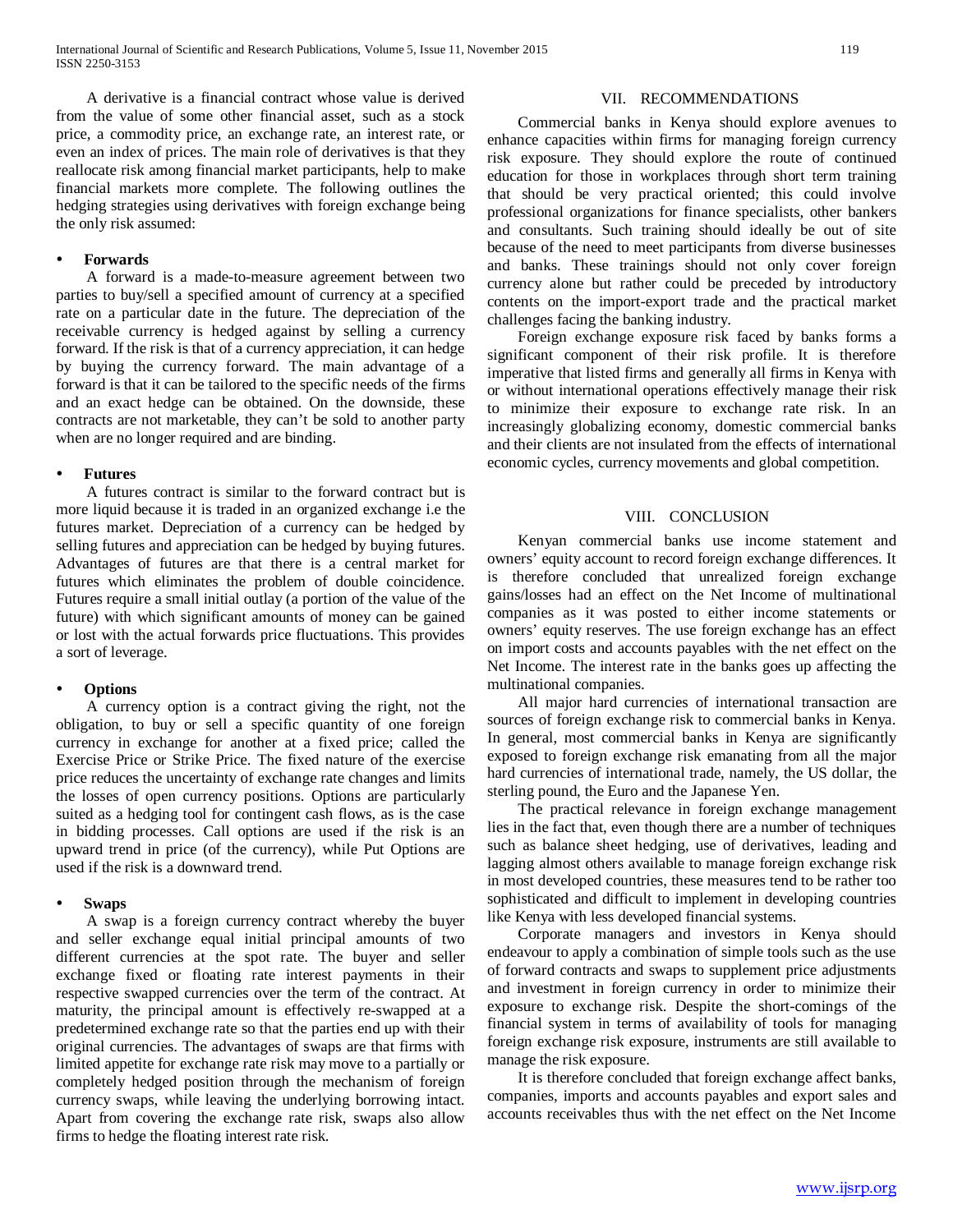A derivative is a financial contract whose value is derived from the value of some other financial asset, such as a stock price, a commodity price, an exchange rate, an interest rate, or even an index of prices. The main role of derivatives is that they reallocate risk among financial market participants, help to make financial markets more complete. The following outlines the hedging strategies using derivatives with foreign exchange being the only risk assumed:

- **Forwards**

A forward is a made-to-measure agreement between two parties to buy/sell a specified amount of currency at a specified rate on a particular date in the future. The depreciation of the receivable currency is hedged against by selling a currency forward. If the risk is that of a currency appreciation, it can hedge by buying the currency forward. The main advantage of a forward is that it can be tailored to the specific needs of the firms and an exact hedge can be obtained. On the downside, these contracts are not marketable, they can't be sold to another party when are no longer required and are binding.

- **Futures**

A futures contract is similar to the forward contract but is more liquid because it is traded in an organized exchange i.e the futures market. Depreciation of a currency can be hedged by selling futures and appreciation can be hedged by buying futures. Advantages of futures are that there is a central market for futures which eliminates the problem of double coincidence. Futures require a small initial outlay (a portion of the value of the future) with which significant amounts of money can be gained or lost with the actual forwards price fluctuations. This provides a sort of leverage.

- **Options**

A currency option is a contract giving the right, not the obligation, to buy or sell a specific quantity of one foreign currency in exchange for another at a fixed price; called the Exercise Price or Strike Price. The fixed nature of the exercise price reduces the uncertainty of exchange rate changes and limits the losses of open currency positions. Options are particularly suited as a hedging tool for contingent cash flows, as is the case in bidding processes. Call options are used if the risk is an upward trend in price (of the currency), while Put Options are used if the risk is a downward trend.

- **Swaps**

A swap is a foreign currency contract whereby the buyer and seller exchange equal initial principal amounts of two different currencies at the spot rate. The buyer and seller exchange fixed or floating rate interest payments in their respective swapped currencies over the term of the contract. At maturity, the principal amount is effectively re-swapped at a predetermined exchange rate so that the parties end up with their original currencies. The advantages of swaps are that firms with limited appetite for exchange rate risk may move to a partially or completely hedged position through the mechanism of foreign currency swaps, while leaving the underlying borrowing intact. Apart from covering the exchange rate risk, swaps also allow firms to hedge the floating interest rate risk.

## VII. RECOMMENDATIONS

Commercial banks in Kenya should explore avenues to enhance capacities within firms for managing foreign currency risk exposure. They should explore the route of continued education for those in workplaces through short term training that should be very practical oriented; this could involve professional organizations for finance specialists, other bankers and consultants. Such training should ideally be out of site because of the need to meet participants from diverse businesses and banks. These trainings should not only cover foreign currency alone but rather could be preceded by introductory contents on the import-export trade and the practical market challenges facing the banking industry.

Foreign exchange exposure risk faced by banks forms a significant component of their risk profile. It is therefore imperative that listed firms and generally all firms in Kenya with or without international operations effectively manage their risk to minimize their exposure to exchange rate risk. In an increasingly globalizing economy, domestic commercial banks and their clients are not insulated from the effects of international economic cycles, currency movements and global competition.

## VIII. CONCLUSION

Kenyan commercial banks use income statement and owners' equity account to record foreign exchange differences. It is therefore concluded that unrealized foreign exchange gains/losses had an effect on the Net Income of multinational companies as it was posted to either income statements or owners' equity reserves. The use foreign exchange has an effect on import costs and accounts payables with the net effect on the Net Income. The interest rate in the banks goes up affecting the multinational companies.

All major hard currencies of international transaction are sources of foreign exchange risk to commercial banks in Kenya. In general, most commercial banks in Kenya are significantly exposed to foreign exchange risk emanating from all the major hard currencies of international trade, namely, the US dollar, the sterling pound, the Euro and the Japanese Yen.

The practical relevance in foreign exchange management lies in the fact that, even though there are a number of techniques such as balance sheet hedging, use of derivatives, leading and lagging almost others available to manage foreign exchange risk in most developed countries, these measures tend to be rather too sophisticated and difficult to implement in developing countries like Kenya with less developed financial systems.

Corporate managers and investors in Kenya should endeavour to apply a combination of simple tools such as the use of forward contracts and swaps to supplement price adjustments and investment in foreign currency in order to minimize their exposure to exchange risk. Despite the short-comings of the financial system in terms of availability of tools for managing foreign exchange risk exposure, instruments are still available to manage the risk exposure.

It is therefore concluded that foreign exchange affect banks, companies, imports and accounts payables and export sales and accounts receivables thus with the net effect on the Net Income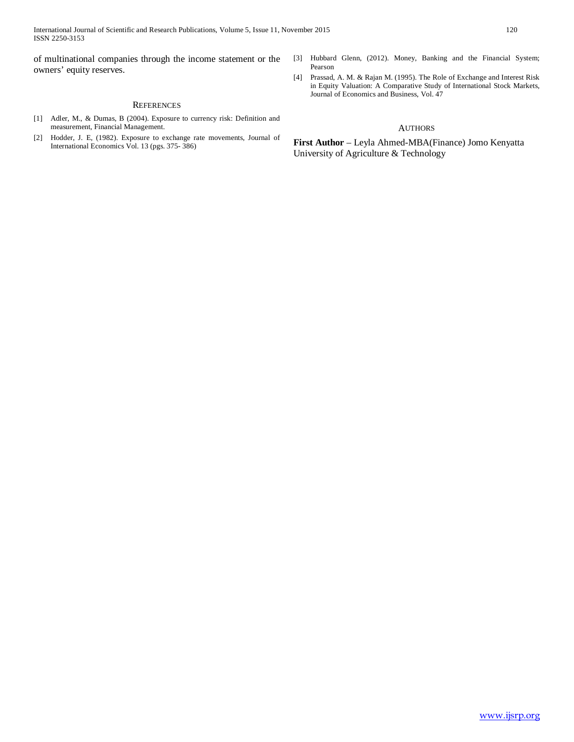of multinational companies through the income statement or the owners' equity reserves.

## REFERENCES

[1] Adler, M., & Dumas, B (2004). Exposure to currency risk: Definition and measurement, Financial Management.

[2] Hodder, J. E, (1982). Exposure to exchange rate movements, Journal of International Economics Vol. 13 (pgs. 375- 386)

[3] Hubbard Glenn, (2012). Money, Banking and the Financial System; Pearson

[4] Prassad, A. M. & Rajan M. (1995). The Role of Exchange and Interest Risk in Equity Valuation: A Comparative Study of International Stock Markets, Journal of Economics and Business, Vol. 47

## AUTHORS

**First Author** – Leyla Ahmed-MBA(Finance) Jomo Kenyatta University of Agriculture & Technology